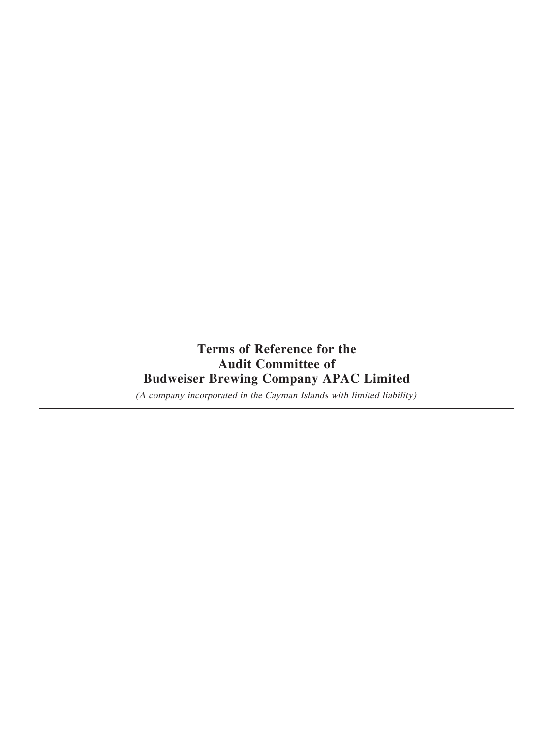---

# Terms of Reference for the Audit Committee of Budweiser Brewing Company APAC Limited

*(A company incorporated in the Cayman Islands with limited liability)*

---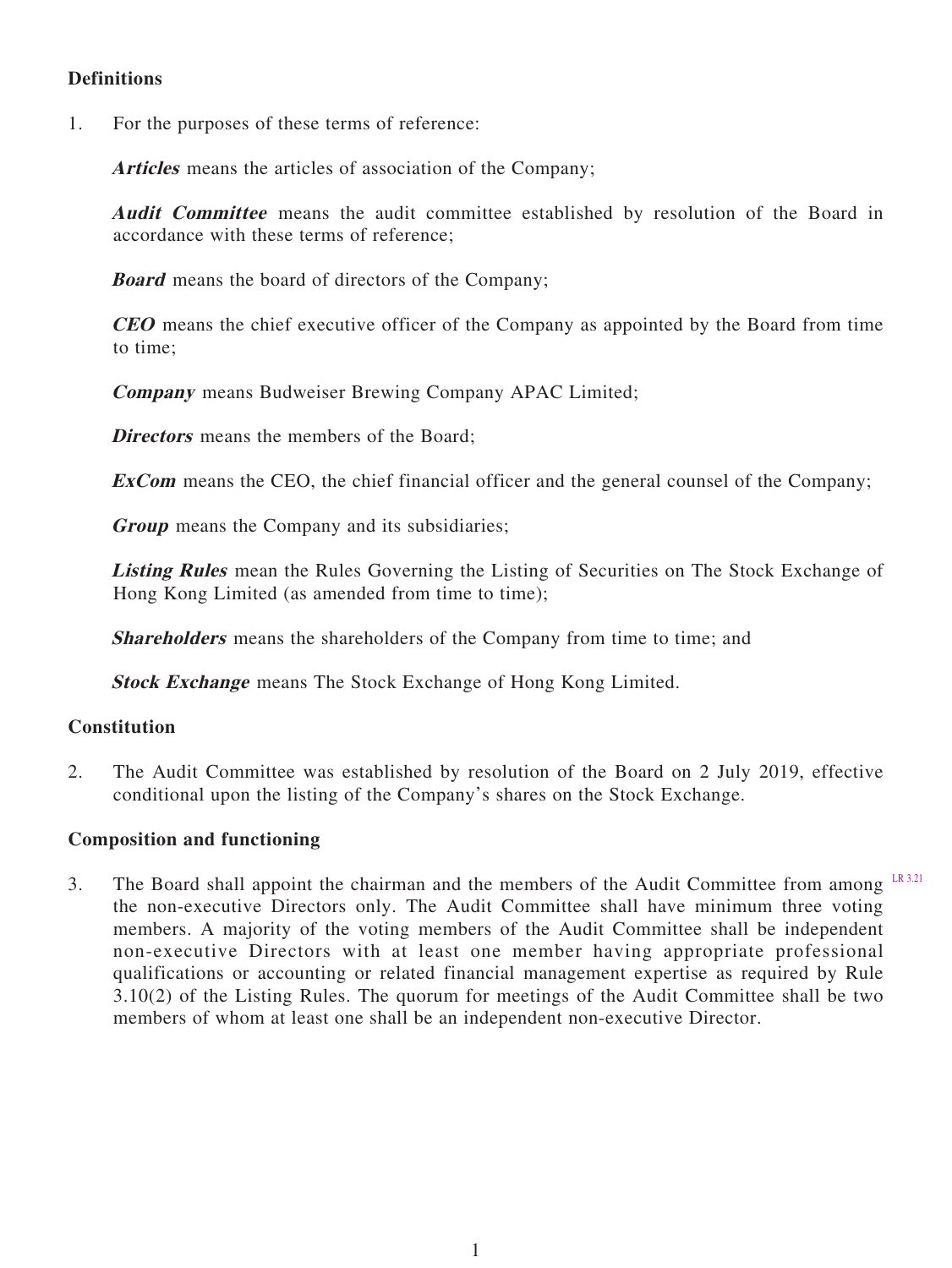## Definitions

1. For the purposes of these terms of reference:

   ***Articles*** means the articles of association of the Company;

   ***Audit Committee*** means the audit committee established by resolution of the Board in accordance with these terms of reference;

   ***Board*** means the board of directors of the Company;

   ***CEO*** means the chief executive officer of the Company as appointed by the Board from time to time;

   ***Company*** means Budweiser Brewing Company APAC Limited;

   ***Directors*** means the members of the Board;

   ***ExCom*** means the CEO, the chief financial officer and the general counsel of the Company;

   ***Group*** means the Company and its subsidiaries;

   ***Listing Rules*** mean the Rules Governing the Listing of Securities on The Stock Exchange of Hong Kong Limited (as amended from time to time);

   ***Shareholders*** means the shareholders of the Company from time to time; and

   ***Stock Exchange*** means The Stock Exchange of Hong Kong Limited.

## Constitution

2. The Audit Committee was established by resolution of the Board on 2 July 2019, effective conditional upon the listing of the Company's shares on the Stock Exchange.

## Composition and functioning

3. The Board shall appoint the chairman and the members of the Audit Committee from among the non-executive Directors only. The Audit Committee shall have minimum three voting members. A majority of the voting members of the Audit Committee shall be independent non-executive Directors with at least one member having appropriate professional qualifications or accounting or related financial management expertise as required by Rule 3.10(2) of the Listing Rules. The quorum for meetings of the Audit Committee shall be two members of whom at least one shall be an independent non-executive Director. LR 3.21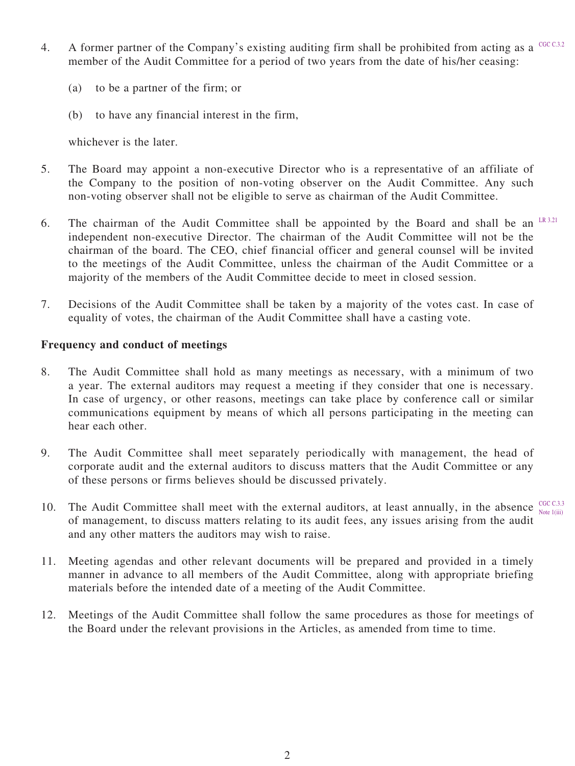4. A former partner of the Company's existing auditing firm shall be prohibited from acting as a member of the Audit Committee for a period of two years from the date of his/her ceasing: CGC C.3.2

   (a) to be a partner of the firm; or

   (b) to have any financial interest in the firm,

   whichever is the later.

5. The Board may appoint a non-executive Director who is a representative of an affiliate of the Company to the position of non-voting observer on the Audit Committee. Any such non-voting observer shall not be eligible to serve as chairman of the Audit Committee.

6. The chairman of the Audit Committee shall be appointed by the Board and shall be an independent non-executive Director. The chairman of the Audit Committee will not be the chairman of the board. The CEO, chief financial officer and general counsel will be invited to the meetings of the Audit Committee, unless the chairman of the Audit Committee or a majority of the members of the Audit Committee decide to meet in closed session. LR 3.21

7. Decisions of the Audit Committee shall be taken by a majority of the votes cast. In case of equality of votes, the chairman of the Audit Committee shall have a casting vote.

**Frequency and conduct of meetings**

8. The Audit Committee shall hold as many meetings as necessary, with a minimum of two a year. The external auditors may request a meeting if they consider that one is necessary. In case of urgency, or other reasons, meetings can take place by conference call or similar communications equipment by means of which all persons participating in the meeting can hear each other.

9. The Audit Committee shall meet separately periodically with management, the head of corporate audit and the external auditors to discuss matters that the Audit Committee or any of these persons or firms believes should be discussed privately.

10. The Audit Committee shall meet with the external auditors, at least annually, in the absence of management, to discuss matters relating to its audit fees, any issues arising from the audit and any other matters the auditors may wish to raise. CGC C.3.3 Note 1(iii)

11. Meeting agendas and other relevant documents will be prepared and provided in a timely manner in advance to all members of the Audit Committee, along with appropriate briefing materials before the intended date of a meeting of the Audit Committee.

12. Meetings of the Audit Committee shall follow the same procedures as those for meetings of the Board under the relevant provisions in the Articles, as amended from time to time.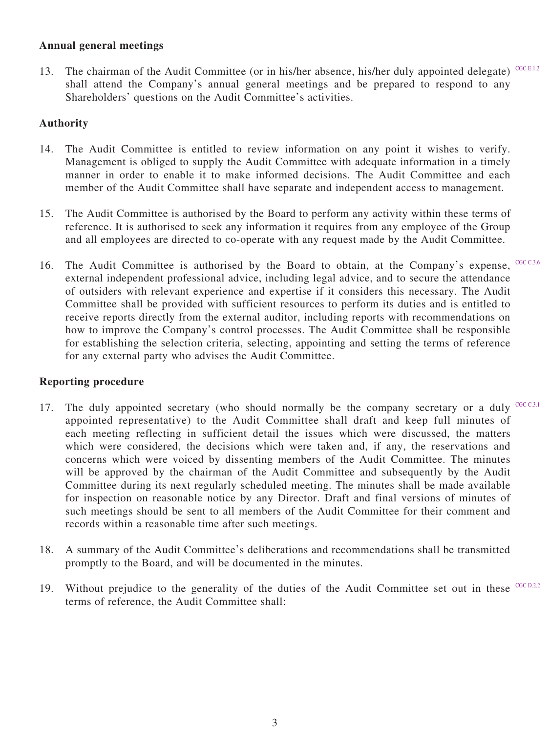## Annual general meetings

13. The chairman of the Audit Committee (or in his/her absence, his/her duly appointed delegate) shall attend the Company's annual general meetings and be prepared to respond to any Shareholders' questions on the Audit Committee's activities. CGC E.1.2

## Authority

14. The Audit Committee is entitled to review information on any point it wishes to verify. Management is obliged to supply the Audit Committee with adequate information in a timely manner in order to enable it to make informed decisions. The Audit Committee and each member of the Audit Committee shall have separate and independent access to management.

15. The Audit Committee is authorised by the Board to perform any activity within these terms of reference. It is authorised to seek any information it requires from any employee of the Group and all employees are directed to co-operate with any request made by the Audit Committee.

16. The Audit Committee is authorised by the Board to obtain, at the Company's expense, external independent professional advice, including legal advice, and to secure the attendance of outsiders with relevant experience and expertise if it considers this necessary. The Audit Committee shall be provided with sufficient resources to perform its duties and is entitled to receive reports directly from the external auditor, including reports with recommendations on how to improve the Company's control processes. The Audit Committee shall be responsible for establishing the selection criteria, selecting, appointing and setting the terms of reference for any external party who advises the Audit Committee. CGC C.3.6

## Reporting procedure

17. The duly appointed secretary (who should normally be the company secretary or a duly appointed representative) to the Audit Committee shall draft and keep full minutes of each meeting reflecting in sufficient detail the issues which were discussed, the matters which were considered, the decisions which were taken and, if any, the reservations and concerns which were voiced by dissenting members of the Audit Committee. The minutes will be approved by the chairman of the Audit Committee and subsequently by the Audit Committee during its next regularly scheduled meeting. The minutes shall be made available for inspection on reasonable notice by any Director. Draft and final versions of minutes of such meetings should be sent to all members of the Audit Committee for their comment and records within a reasonable time after such meetings. CGC C.3.1

18. A summary of the Audit Committee's deliberations and recommendations shall be transmitted promptly to the Board, and will be documented in the minutes.

19. Without prejudice to the generality of the duties of the Audit Committee set out in these terms of reference, the Audit Committee shall: CGC D.2.2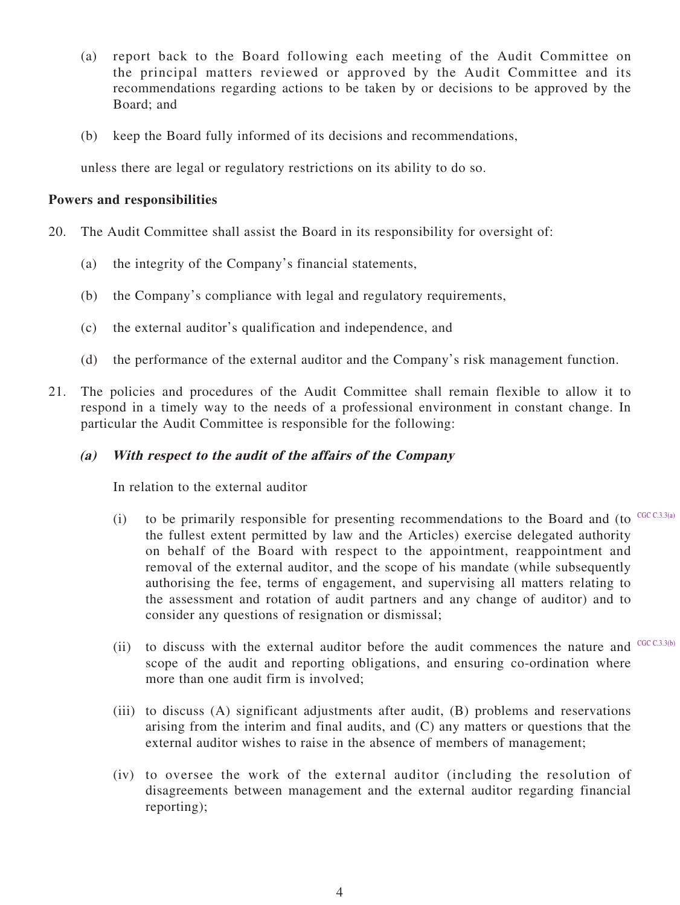(a) report back to the Board following each meeting of the Audit Committee on the principal matters reviewed or approved by the Audit Committee and its recommendations regarding actions to be taken by or decisions to be approved by the Board; and

(b) keep the Board fully informed of its decisions and recommendations,

unless there are legal or regulatory restrictions on its ability to do so.

**Powers and responsibilities**

20. The Audit Committee shall assist the Board in its responsibility for oversight of:

(a) the integrity of the Company's financial statements,

(b) the Company's compliance with legal and regulatory requirements,

(c) the external auditor's qualification and independence, and

(d) the performance of the external auditor and the Company's risk management function.

21. The policies and procedures of the Audit Committee shall remain flexible to allow it to respond in a timely way to the needs of a professional environment in constant change. In particular the Audit Committee is responsible for the following:

***(a) With respect to the audit of the affairs of the Company***

In relation to the external auditor

(i) to be primarily responsible for presenting recommendations to the Board and (to the fullest extent permitted by law and the Articles) exercise delegated authority on behalf of the Board with respect to the appointment, reappointment and removal of the external auditor, and the scope of his mandate (while subsequently authorising the fee, terms of engagement, and supervising all matters relating to the assessment and rotation of audit partners and any change of auditor) and to consider any questions of resignation or dismissal; CGC C.3.3(a)

(ii) to discuss with the external auditor before the audit commences the nature and scope of the audit and reporting obligations, and ensuring co-ordination where more than one audit firm is involved; CGC C.3.3(b)

(iii) to discuss (A) significant adjustments after audit, (B) problems and reservations arising from the interim and final audits, and (C) any matters or questions that the external auditor wishes to raise in the absence of members of management;

(iv) to oversee the work of the external auditor (including the resolution of disagreements between management and the external auditor regarding financial reporting);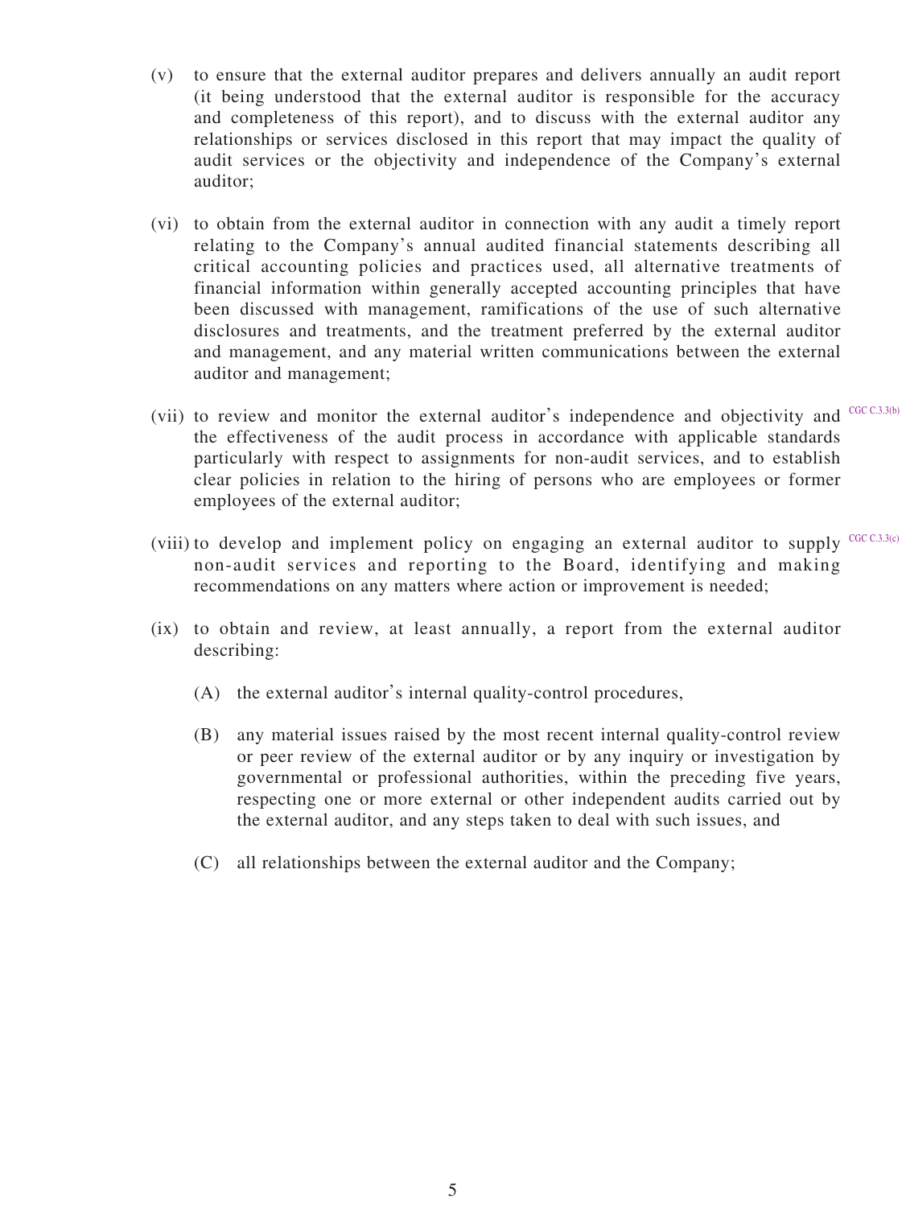(v) to ensure that the external auditor prepares and delivers annually an audit report (it being understood that the external auditor is responsible for the accuracy and completeness of this report), and to discuss with the external auditor any relationships or services disclosed in this report that may impact the quality of audit services or the objectivity and independence of the Company's external auditor;

(vi) to obtain from the external auditor in connection with any audit a timely report relating to the Company's annual audited financial statements describing all critical accounting policies and practices used, all alternative treatments of financial information within generally accepted accounting principles that have been discussed with management, ramifications of the use of such alternative disclosures and treatments, and the treatment preferred by the external auditor and management, and any material written communications between the external auditor and management;

(vii) to review and monitor the external auditor's independence and objectivity and the effectiveness of the audit process in accordance with applicable standards particularly with respect to assignments for non-audit services, and to establish clear policies in relation to the hiring of persons who are employees or former employees of the external auditor; CGC C.3.3(b)

(viii) to develop and implement policy on engaging an external auditor to supply non-audit services and reporting to the Board, identifying and making recommendations on any matters where action or improvement is needed; CGC C.3.3(c)

(ix) to obtain and review, at least annually, a report from the external auditor describing:

(A) the external auditor's internal quality-control procedures,

(B) any material issues raised by the most recent internal quality-control review or peer review of the external auditor or by any inquiry or investigation by governmental or professional authorities, within the preceding five years, respecting one or more external or other independent audits carried out by the external auditor, and any steps taken to deal with such issues, and

(C) all relationships between the external auditor and the Company;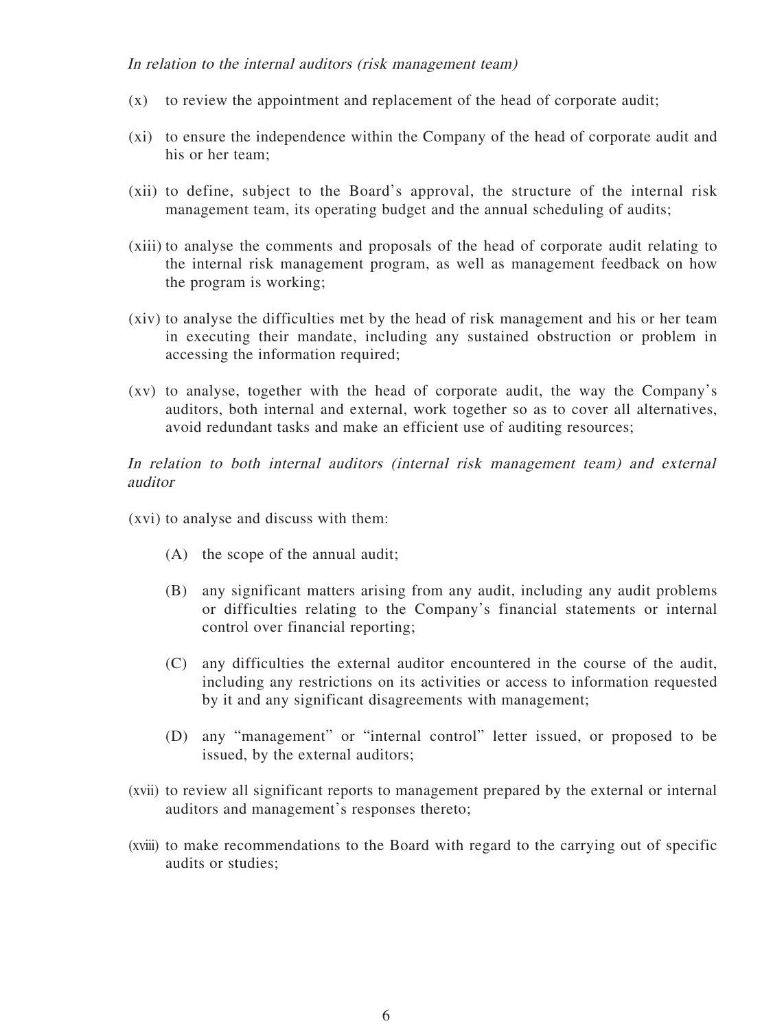*In relation to the internal auditors (risk management team)*

(x) to review the appointment and replacement of the head of corporate audit;

(xi) to ensure the independence within the Company of the head of corporate audit and his or her team;

(xii) to define, subject to the Board's approval, the structure of the internal risk management team, its operating budget and the annual scheduling of audits;

(xiii) to analyse the comments and proposals of the head of corporate audit relating to the internal risk management program, as well as management feedback on how the program is working;

(xiv) to analyse the difficulties met by the head of risk management and his or her team in executing their mandate, including any sustained obstruction or problem in accessing the information required;

(xv) to analyse, together with the head of corporate audit, the way the Company's auditors, both internal and external, work together so as to cover all alternatives, avoid redundant tasks and make an efficient use of auditing resources;

*In relation to both internal auditors (internal risk management team) and external auditor*

(xvi) to analyse and discuss with them:

(A) the scope of the annual audit;

(B) any significant matters arising from any audit, including any audit problems or difficulties relating to the Company's financial statements or internal control over financial reporting;

(C) any difficulties the external auditor encountered in the course of the audit, including any restrictions on its activities or access to information requested by it and any significant disagreements with management;

(D) any "management" or "internal control" letter issued, or proposed to be issued, by the external auditors;

(xvii) to review all significant reports to management prepared by the external or internal auditors and management's responses thereto;

(xviii) to make recommendations to the Board with regard to the carrying out of specific audits or studies;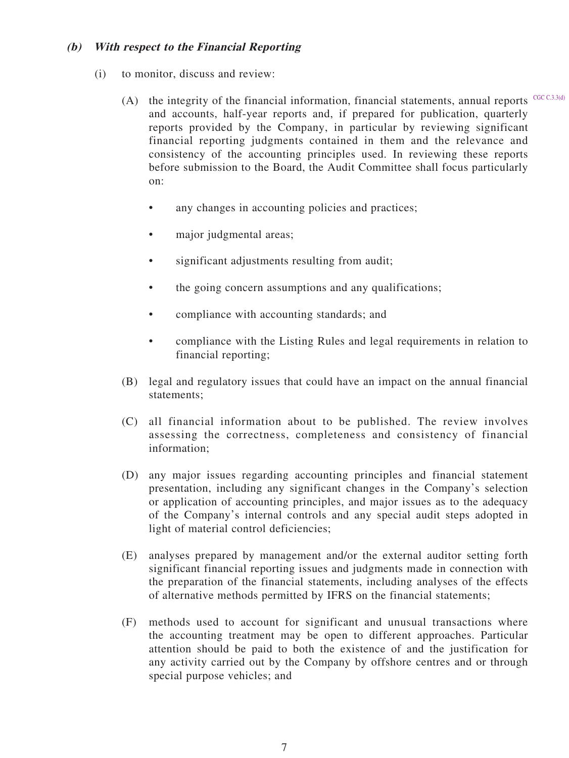***(b) With respect to the Financial Reporting***

(i) to monitor, discuss and review:

(A) the integrity of the financial information, financial statements, annual reports and accounts, half-year reports and, if prepared for publication, quarterly reports provided by the Company, in particular by reviewing significant financial reporting judgments contained in them and the relevance and consistency of the accounting principles used. In reviewing these reports before submission to the Board, the Audit Committee shall focus particularly on: CGC C.3.3(d)

- any changes in accounting policies and practices;
- major judgmental areas;
- significant adjustments resulting from audit;
- the going concern assumptions and any qualifications;
- compliance with accounting standards; and
- compliance with the Listing Rules and legal requirements in relation to financial reporting;

(B) legal and regulatory issues that could have an impact on the annual financial statements;

(C) all financial information about to be published. The review involves assessing the correctness, completeness and consistency of financial information;

(D) any major issues regarding accounting principles and financial statement presentation, including any significant changes in the Company's selection or application of accounting principles, and major issues as to the adequacy of the Company's internal controls and any special audit steps adopted in light of material control deficiencies;

(E) analyses prepared by management and/or the external auditor setting forth significant financial reporting issues and judgments made in connection with the preparation of the financial statements, including analyses of the effects of alternative methods permitted by IFRS on the financial statements;

(F) methods used to account for significant and unusual transactions where the accounting treatment may be open to different approaches. Particular attention should be paid to both the existence of and the justification for any activity carried out by the Company by offshore centres and or through special purpose vehicles; and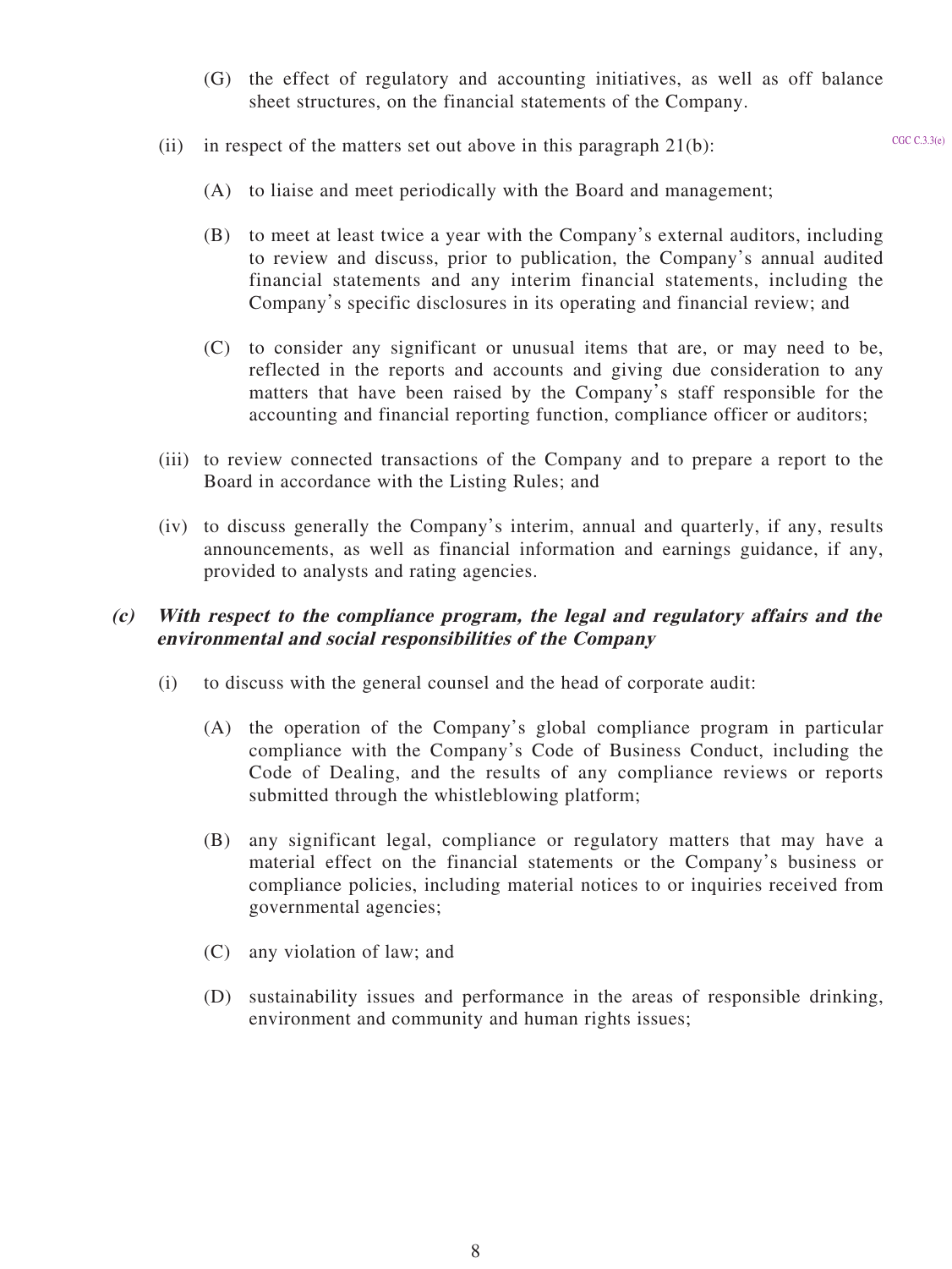(G) the effect of regulatory and accounting initiatives, as well as off balance sheet structures, on the financial statements of the Company.

(ii) in respect of the matters set out above in this paragraph 21(b):

CGC C.3.3(e)

(A) to liaise and meet periodically with the Board and management;

(B) to meet at least twice a year with the Company's external auditors, including to review and discuss, prior to publication, the Company's annual audited financial statements and any interim financial statements, including the Company's specific disclosures in its operating and financial review; and

(C) to consider any significant or unusual items that are, or may need to be, reflected in the reports and accounts and giving due consideration to any matters that have been raised by the Company's staff responsible for the accounting and financial reporting function, compliance officer or auditors;

(iii) to review connected transactions of the Company and to prepare a report to the Board in accordance with the Listing Rules; and

(iv) to discuss generally the Company's interim, annual and quarterly, if any, results announcements, as well as financial information and earnings guidance, if any, provided to analysts and rating agencies.

***(c) With respect to the compliance program, the legal and regulatory affairs and the environmental and social responsibilities of the Company***

(i) to discuss with the general counsel and the head of corporate audit:

(A) the operation of the Company's global compliance program in particular compliance with the Company's Code of Business Conduct, including the Code of Dealing, and the results of any compliance reviews or reports submitted through the whistleblowing platform;

(B) any significant legal, compliance or regulatory matters that may have a material effect on the financial statements or the Company's business or compliance policies, including material notices to or inquiries received from governmental agencies;

(C) any violation of law; and

(D) sustainability issues and performance in the areas of responsible drinking, environment and community and human rights issues;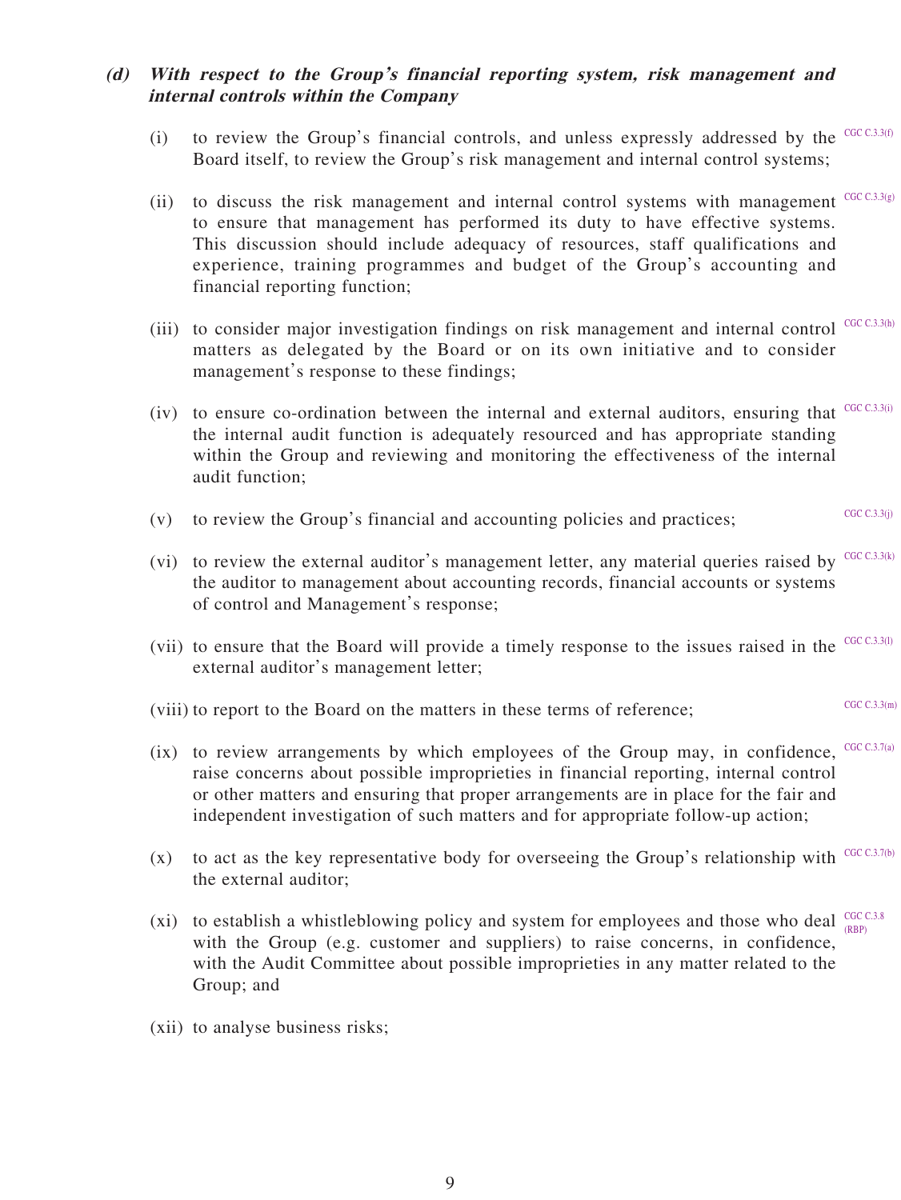***(d) With respect to the Group's financial reporting system, risk management and internal controls within the Company***

(i) to review the Group's financial controls, and unless expressly addressed by the Board itself, to review the Group's risk management and internal control systems; CGC C.3.3(f)

(ii) to discuss the risk management and internal control systems with management to ensure that management has performed its duty to have effective systems. This discussion should include adequacy of resources, staff qualifications and experience, training programmes and budget of the Group's accounting and financial reporting function; CGC C.3.3(g)

(iii) to consider major investigation findings on risk management and internal control matters as delegated by the Board or on its own initiative and to consider management's response to these findings; CGC C.3.3(h)

(iv) to ensure co-ordination between the internal and external auditors, ensuring that the internal audit function is adequately resourced and has appropriate standing within the Group and reviewing and monitoring the effectiveness of the internal audit function; CGC C.3.3(i)

(v) to review the Group's financial and accounting policies and practices; CGC C.3.3(j)

(vi) to review the external auditor's management letter, any material queries raised by the auditor to management about accounting records, financial accounts or systems of control and Management's response; CGC C.3.3(k)

(vii) to ensure that the Board will provide a timely response to the issues raised in the external auditor's management letter; CGC C.3.3(l)

(viii) to report to the Board on the matters in these terms of reference; CGC C.3.3(m)

(ix) to review arrangements by which employees of the Group may, in confidence, raise concerns about possible improprieties in financial reporting, internal control or other matters and ensuring that proper arrangements are in place for the fair and independent investigation of such matters and for appropriate follow-up action; CGC C.3.7(a)

(x) to act as the key representative body for overseeing the Group's relationship with the external auditor; CGC C.3.7(b)

(xi) to establish a whistleblowing policy and system for employees and those who deal with the Group (e.g. customer and suppliers) to raise concerns, in confidence, with the Audit Committee about possible improprieties in any matter related to the Group; and CGC C.3.8 (RBP)

(xii) to analyse business risks;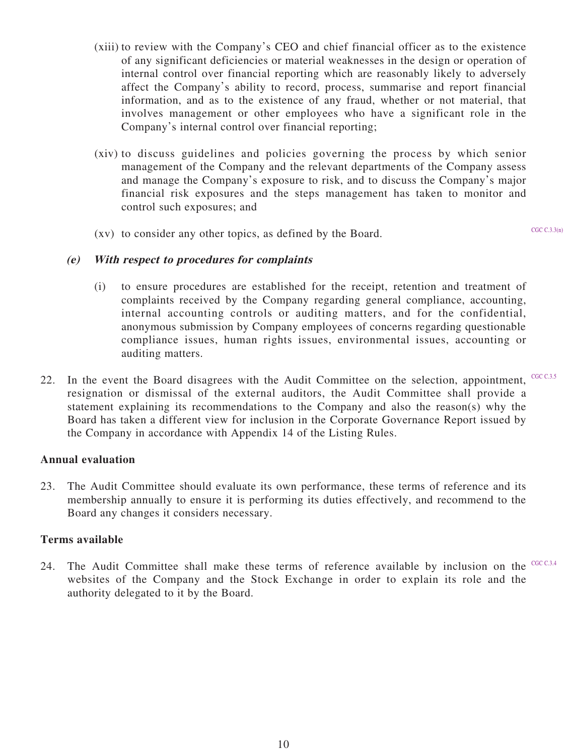(xiii) to review with the Company's CEO and chief financial officer as to the existence of any significant deficiencies or material weaknesses in the design or operation of internal control over financial reporting which are reasonably likely to adversely affect the Company's ability to record, process, summarise and report financial information, and as to the existence of any fraud, whether or not material, that involves management or other employees who have a significant role in the Company's internal control over financial reporting;

(xiv) to discuss guidelines and policies governing the process by which senior management of the Company and the relevant departments of the Company assess and manage the Company's exposure to risk, and to discuss the Company's major financial risk exposures and the steps management has taken to monitor and control such exposures; and

(xv) to consider any other topics, as defined by the Board. CGC C.3.3(n)

***(e) With respect to procedures for complaints***

(i) to ensure procedures are established for the receipt, retention and treatment of complaints received by the Company regarding general compliance, accounting, internal accounting controls or auditing matters, and for the confidential, anonymous submission by Company employees of concerns regarding questionable compliance issues, human rights issues, environmental issues, accounting or auditing matters.

22. In the event the Board disagrees with the Audit Committee on the selection, appointment, resignation or dismissal of the external auditors, the Audit Committee shall provide a statement explaining its recommendations to the Company and also the reason(s) why the Board has taken a different view for inclusion in the Corporate Governance Report issued by the Company in accordance with Appendix 14 of the Listing Rules. CGC C.3.5

**Annual evaluation**

23. The Audit Committee should evaluate its own performance, these terms of reference and its membership annually to ensure it is performing its duties effectively, and recommend to the Board any changes it considers necessary.

**Terms available**

24. The Audit Committee shall make these terms of reference available by inclusion on the websites of the Company and the Stock Exchange in order to explain its role and the authority delegated to it by the Board. CGC C.3.4